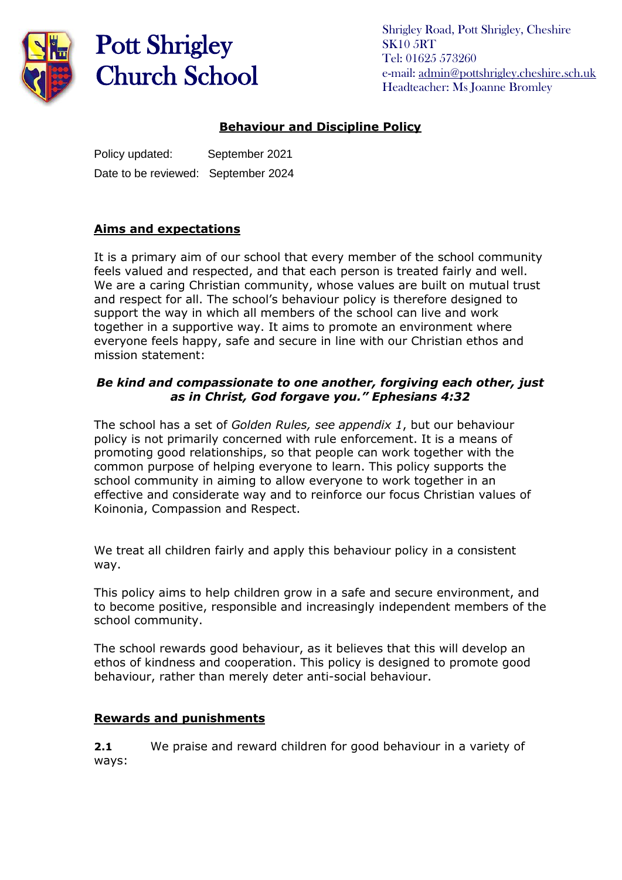# Pott Shrigley Church School

Shrigley Road, Pott Shrigley, Cheshire
SK10 5RT
Tel: 01625 573260
e-mail: admin@pottshrigley.cheshire.sch.uk
Headteacher: Ms Joanne Bromley

## Behaviour and Discipline Policy

Policy updated: September 2021

Date to be reviewed: September 2024

### Aims and expectations

It is a primary aim of our school that every member of the school community feels valued and respected, and that each person is treated fairly and well. We are a caring Christian community, whose values are built on mutual trust and respect for all. The school's behaviour policy is therefore designed to support the way in which all members of the school can live and work together in a supportive way. It aims to promote an environment where everyone feels happy, safe and secure in line with our Christian ethos and mission statement:

***Be kind and compassionate to one another, forgiving each other, just as in Christ, God forgave you." Ephesians 4:32***

The school has a set of *Golden Rules, see appendix 1*, but our behaviour policy is not primarily concerned with rule enforcement. It is a means of promoting good relationships, so that people can work together with the common purpose of helping everyone to learn. This policy supports the school community in aiming to allow everyone to work together in an effective and considerate way and to reinforce our focus Christian values of Koinonia, Compassion and Respect.

We treat all children fairly and apply this behaviour policy in a consistent way.

This policy aims to help children grow in a safe and secure environment, and to become positive, responsible and increasingly independent members of the school community.

The school rewards good behaviour, as it believes that this will develop an ethos of kindness and cooperation. This policy is designed to promote good behaviour, rather than merely deter anti-social behaviour.

### Rewards and punishments

**2.1** We praise and reward children for good behaviour in a variety of ways: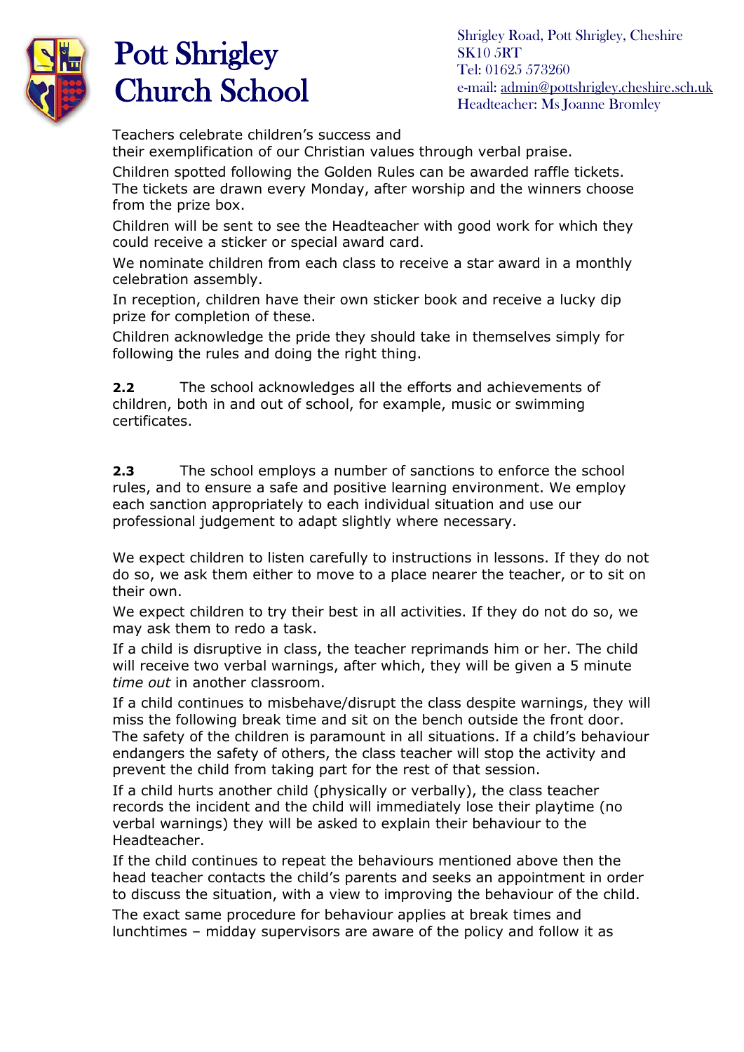Teachers celebrate children's success and their exemplification of our Christian values through verbal praise.

Children spotted following the Golden Rules can be awarded raffle tickets. The tickets are drawn every Monday, after worship and the winners choose from the prize box.

Children will be sent to see the Headteacher with good work for which they could receive a sticker or special award card.

We nominate children from each class to receive a star award in a monthly celebration assembly.

In reception, children have their own sticker book and receive a lucky dip prize for completion of these.

Children acknowledge the pride they should take in themselves simply for following the rules and doing the right thing.

**2.2** The school acknowledges all the efforts and achievements of children, both in and out of school, for example, music or swimming certificates.

**2.3** The school employs a number of sanctions to enforce the school rules, and to ensure a safe and positive learning environment. We employ each sanction appropriately to each individual situation and use our professional judgement to adapt slightly where necessary.

We expect children to listen carefully to instructions in lessons. If they do not do so, we ask them either to move to a place nearer the teacher, or to sit on their own.

We expect children to try their best in all activities. If they do not do so, we may ask them to redo a task.

If a child is disruptive in class, the teacher reprimands him or her. The child will receive two verbal warnings, after which, they will be given a 5 minute *time out* in another classroom.

If a child continues to misbehave/disrupt the class despite warnings, they will miss the following break time and sit on the bench outside the front door. The safety of the children is paramount in all situations. If a child's behaviour endangers the safety of others, the class teacher will stop the activity and prevent the child from taking part for the rest of that session.

If a child hurts another child (physically or verbally), the class teacher records the incident and the child will immediately lose their playtime (no verbal warnings) they will be asked to explain their behaviour to the Headteacher.

If the child continues to repeat the behaviours mentioned above then the head teacher contacts the child's parents and seeks an appointment in order to discuss the situation, with a view to improving the behaviour of the child.

The exact same procedure for behaviour applies at break times and lunchtimes – midday supervisors are aware of the policy and follow it as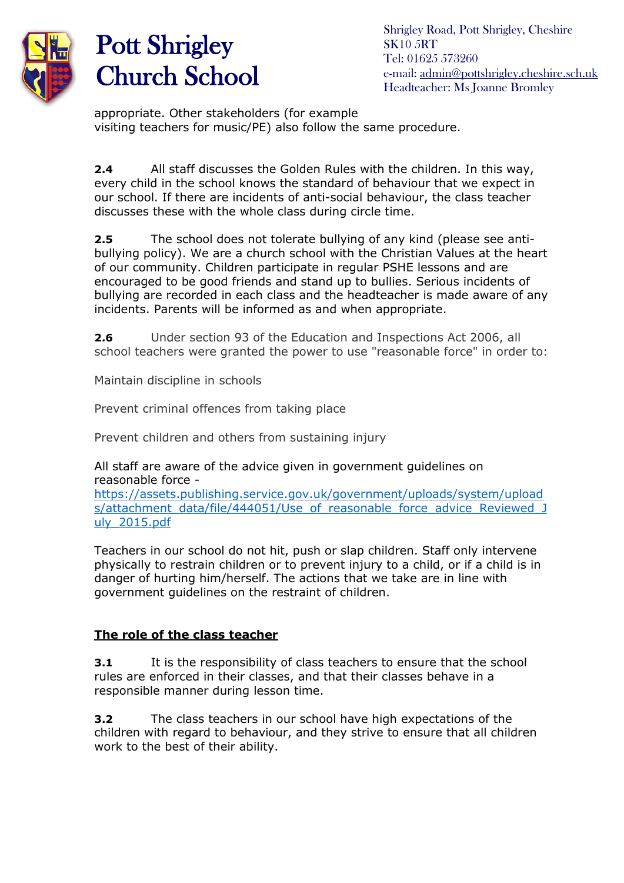appropriate. Other stakeholders (for example visiting teachers for music/PE) also follow the same procedure.

**2.4** All staff discusses the Golden Rules with the children. In this way, every child in the school knows the standard of behaviour that we expect in our school. If there are incidents of anti-social behaviour, the class teacher discusses these with the whole class during circle time.

**2.5** The school does not tolerate bullying of any kind (please see anti-bullying policy). We are a church school with the Christian Values at the heart of our community. Children participate in regular PSHE lessons and are encouraged to be good friends and stand up to bullies. Serious incidents of bullying are recorded in each class and the headteacher is made aware of any incidents. Parents will be informed as and when appropriate.

**2.6** Under section 93 of the Education and Inspections Act 2006, all school teachers were granted the power to use "reasonable force" in order to:

Maintain discipline in schools

Prevent criminal offences from taking place

Prevent children and others from sustaining injury

All staff are aware of the advice given in government guidelines on reasonable force - https://assets.publishing.service.gov.uk/government/uploads/system/uploads/attachment_data/file/444051/Use_of_reasonable_force_advice_Reviewed_July_2015.pdf

Teachers in our school do not hit, push or slap children. Staff only intervene physically to restrain children or to prevent injury to a child, or if a child is in danger of hurting him/herself. The actions that we take are in line with government guidelines on the restraint of children.

## The role of the class teacher

**3.1** It is the responsibility of class teachers to ensure that the school rules are enforced in their classes, and that their classes behave in a responsible manner during lesson time.

**3.2** The class teachers in our school have high expectations of the children with regard to behaviour, and they strive to ensure that all children work to the best of their ability.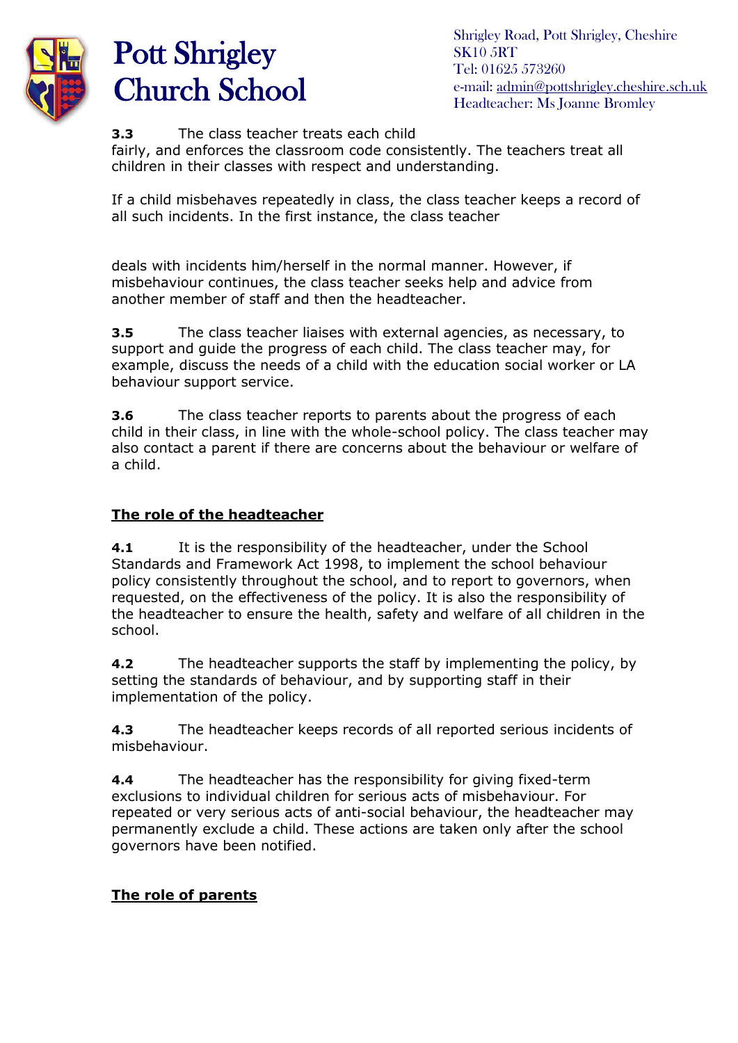**3.3** The class teacher treats each child fairly, and enforces the classroom code consistently. The teachers treat all children in their classes with respect and understanding.

If a child misbehaves repeatedly in class, the class teacher keeps a record of all such incidents. In the first instance, the class teacher

deals with incidents him/herself in the normal manner. However, if misbehaviour continues, the class teacher seeks help and advice from another member of staff and then the headteacher.

**3.5** The class teacher liaises with external agencies, as necessary, to support and guide the progress of each child. The class teacher may, for example, discuss the needs of a child with the education social worker or LA behaviour support service.

**3.6** The class teacher reports to parents about the progress of each child in their class, in line with the whole-school policy. The class teacher may also contact a parent if there are concerns about the behaviour or welfare of a child.

## The role of the headteacher

**4.1** It is the responsibility of the headteacher, under the School Standards and Framework Act 1998, to implement the school behaviour policy consistently throughout the school, and to report to governors, when requested, on the effectiveness of the policy. It is also the responsibility of the headteacher to ensure the health, safety and welfare of all children in the school.

**4.2** The headteacher supports the staff by implementing the policy, by setting the standards of behaviour, and by supporting staff in their implementation of the policy.

**4.3** The headteacher keeps records of all reported serious incidents of misbehaviour.

**4.4** The headteacher has the responsibility for giving fixed-term exclusions to individual children for serious acts of misbehaviour. For repeated or very serious acts of anti-social behaviour, the headteacher may permanently exclude a child. These actions are taken only after the school governors have been notified.

## The role of parents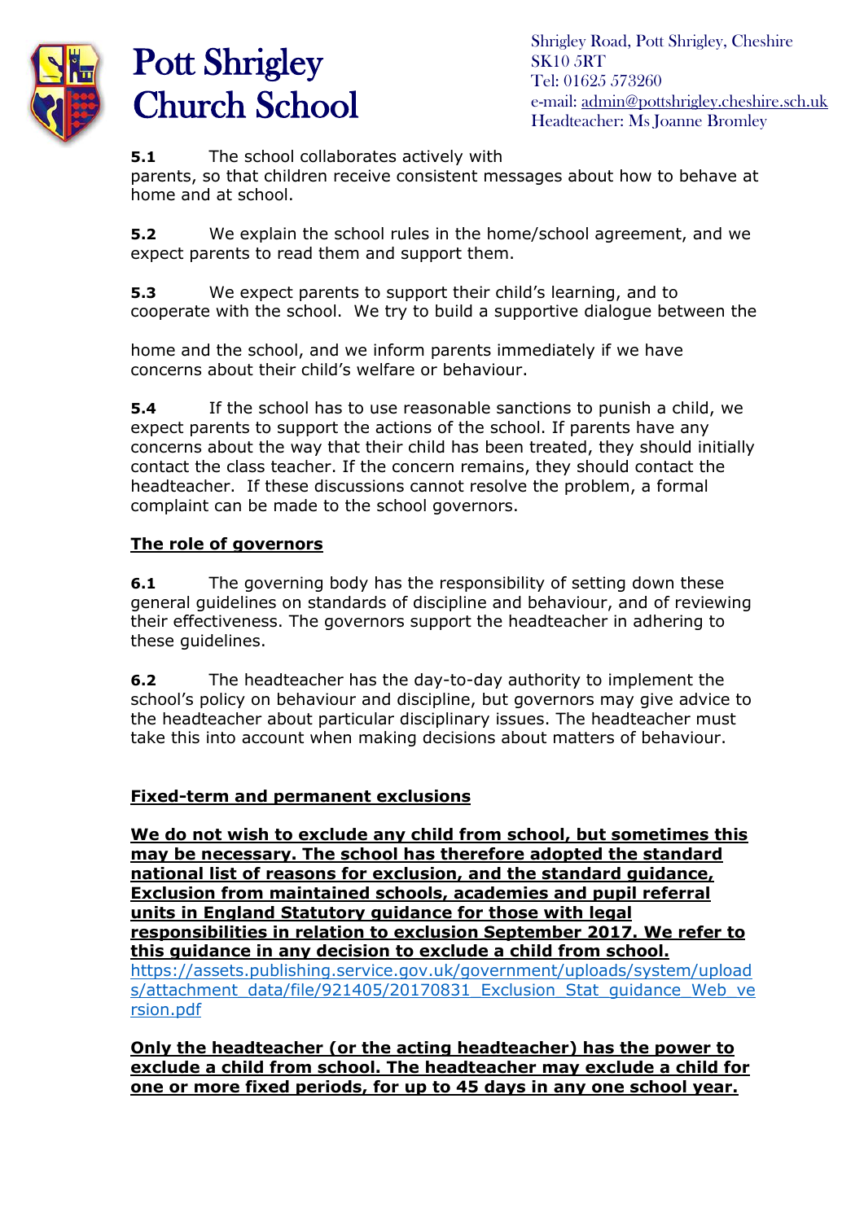**5.1** The school collaborates actively with parents, so that children receive consistent messages about how to behave at home and at school.

**5.2** We explain the school rules in the home/school agreement, and we expect parents to read them and support them.

**5.3** We expect parents to support their child's learning, and to cooperate with the school. We try to build a supportive dialogue between the home and the school, and we inform parents immediately if we have concerns about their child's welfare or behaviour.

**5.4** If the school has to use reasonable sanctions to punish a child, we expect parents to support the actions of the school. If parents have any concerns about the way that their child has been treated, they should initially contact the class teacher. If the concern remains, they should contact the headteacher. If these discussions cannot resolve the problem, a formal complaint can be made to the school governors.

## The role of governors

**6.1** The governing body has the responsibility of setting down these general guidelines on standards of discipline and behaviour, and of reviewing their effectiveness. The governors support the headteacher in adhering to these guidelines.

**6.2** The headteacher has the day-to-day authority to implement the school's policy on behaviour and discipline, but governors may give advice to the headteacher about particular disciplinary issues. The headteacher must take this into account when making decisions about matters of behaviour.

## Fixed-term and permanent exclusions

**We do not wish to exclude any child from school, but sometimes this may be necessary. The school has therefore adopted the standard national list of reasons for exclusion, and the standard guidance, Exclusion from maintained schools, academies and pupil referral units in England Statutory guidance for those with legal responsibilities in relation to exclusion September 2017. We refer to this guidance in any decision to exclude a child from school.**
https://assets.publishing.service.gov.uk/government/uploads/system/uploads/attachment_data/file/921405/20170831_Exclusion_Stat_guidance_Web_version.pdf

**Only the headteacher (or the acting headteacher) has the power to exclude a child from school. The headteacher may exclude a child for one or more fixed periods, for up to 45 days in any one school year.**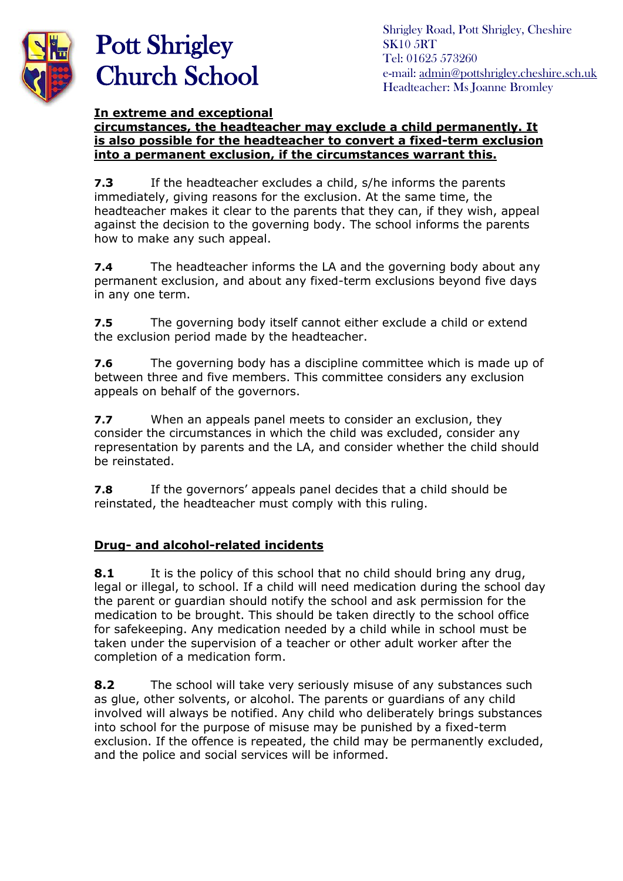**In extreme and exceptional circumstances, the headteacher may exclude a child permanently. It is also possible for the headteacher to convert a fixed-term exclusion into a permanent exclusion, if the circumstances warrant this.**

**7.3** If the headteacher excludes a child, s/he informs the parents immediately, giving reasons for the exclusion. At the same time, the headteacher makes it clear to the parents that they can, if they wish, appeal against the decision to the governing body. The school informs the parents how to make any such appeal.

**7.4** The headteacher informs the LA and the governing body about any permanent exclusion, and about any fixed-term exclusions beyond five days in any one term.

**7.5** The governing body itself cannot either exclude a child or extend the exclusion period made by the headteacher.

**7.6** The governing body has a discipline committee which is made up of between three and five members. This committee considers any exclusion appeals on behalf of the governors.

**7.7** When an appeals panel meets to consider an exclusion, they consider the circumstances in which the child was excluded, consider any representation by parents and the LA, and consider whether the child should be reinstated.

**7.8** If the governors' appeals panel decides that a child should be reinstated, the headteacher must comply with this ruling.

## Drug- and alcohol-related incidents

**8.1** It is the policy of this school that no child should bring any drug, legal or illegal, to school. If a child will need medication during the school day the parent or guardian should notify the school and ask permission for the medication to be brought. This should be taken directly to the school office for safekeeping. Any medication needed by a child while in school must be taken under the supervision of a teacher or other adult worker after the completion of a medication form.

**8.2** The school will take very seriously misuse of any substances such as glue, other solvents, or alcohol. The parents or guardians of any child involved will always be notified. Any child who deliberately brings substances into school for the purpose of misuse may be punished by a fixed-term exclusion. If the offence is repeated, the child may be permanently excluded, and the police and social services will be informed.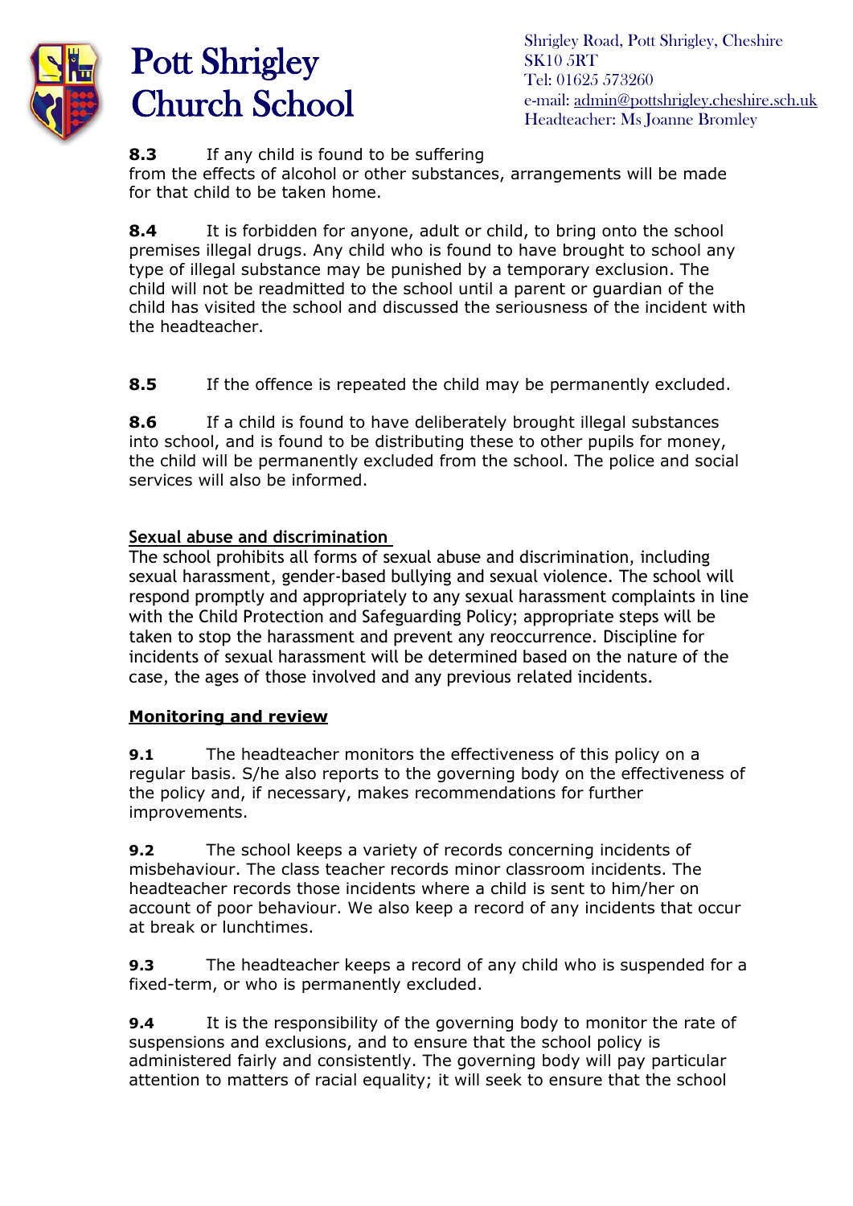**8.3** If any child is found to be suffering from the effects of alcohol or other substances, arrangements will be made for that child to be taken home.

**8.4** It is forbidden for anyone, adult or child, to bring onto the school premises illegal drugs. Any child who is found to have brought to school any type of illegal substance may be punished by a temporary exclusion. The child will not be readmitted to the school until a parent or guardian of the child has visited the school and discussed the seriousness of the incident with the headteacher.

**8.5** If the offence is repeated the child may be permanently excluded.

**8.6** If a child is found to have deliberately brought illegal substances into school, and is found to be distributing these to other pupils for money, the child will be permanently excluded from the school. The police and social services will also be informed.

**Sexual abuse and discrimination**

The school prohibits all forms of sexual abuse and discrimination, including sexual harassment, gender-based bullying and sexual violence. The school will respond promptly and appropriately to any sexual harassment complaints in line with the Child Protection and Safeguarding Policy; appropriate steps will be taken to stop the harassment and prevent any reoccurrence. Discipline for incidents of sexual harassment will be determined based on the nature of the case, the ages of those involved and any previous related incidents.

**Monitoring and review**

**9.1** The headteacher monitors the effectiveness of this policy on a regular basis. S/he also reports to the governing body on the effectiveness of the policy and, if necessary, makes recommendations for further improvements.

**9.2** The school keeps a variety of records concerning incidents of misbehaviour. The class teacher records minor classroom incidents. The headteacher records those incidents where a child is sent to him/her on account of poor behaviour. We also keep a record of any incidents that occur at break or lunchtimes.

**9.3** The headteacher keeps a record of any child who is suspended for a fixed-term, or who is permanently excluded.

**9.4** It is the responsibility of the governing body to monitor the rate of suspensions and exclusions, and to ensure that the school policy is administered fairly and consistently. The governing body will pay particular attention to matters of racial equality; it will seek to ensure that the school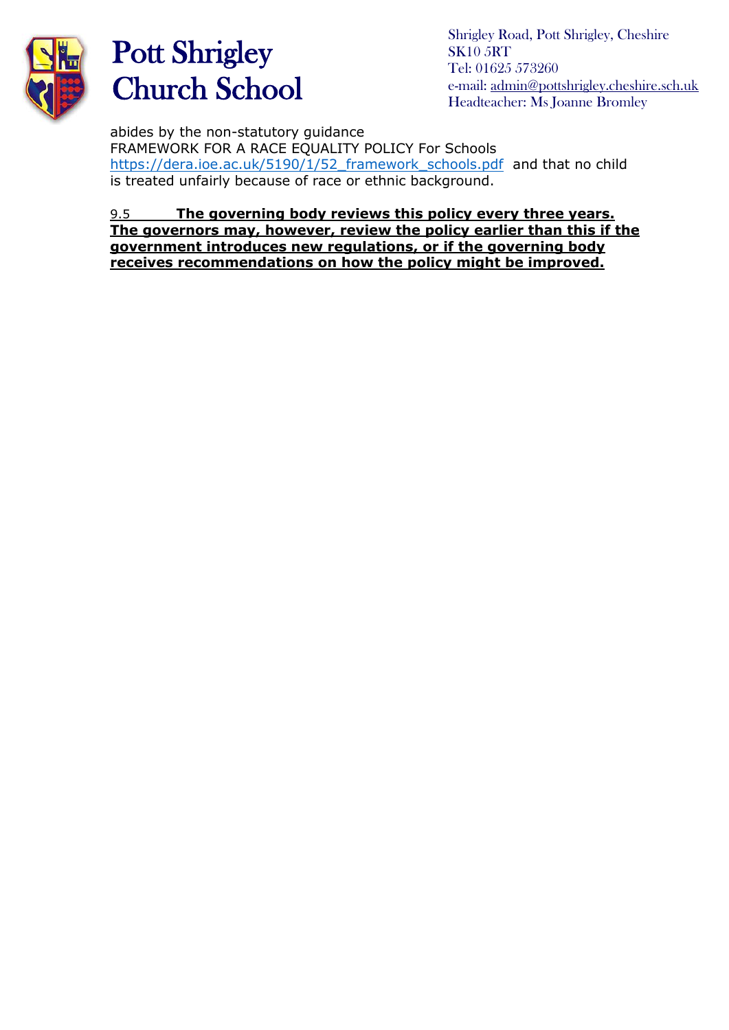abides by the non-statutory guidance
FRAMEWORK FOR A RACE EQUALITY POLICY For Schools
https://dera.ioe.ac.uk/5190/1/52_framework_schools.pdf and that no child is treated unfairly because of race or ethnic background.

9.5 **The governing body reviews this policy every three years. The governors may, however, review the policy earlier than this if the government introduces new regulations, or if the governing body receives recommendations on how the policy might be improved.**